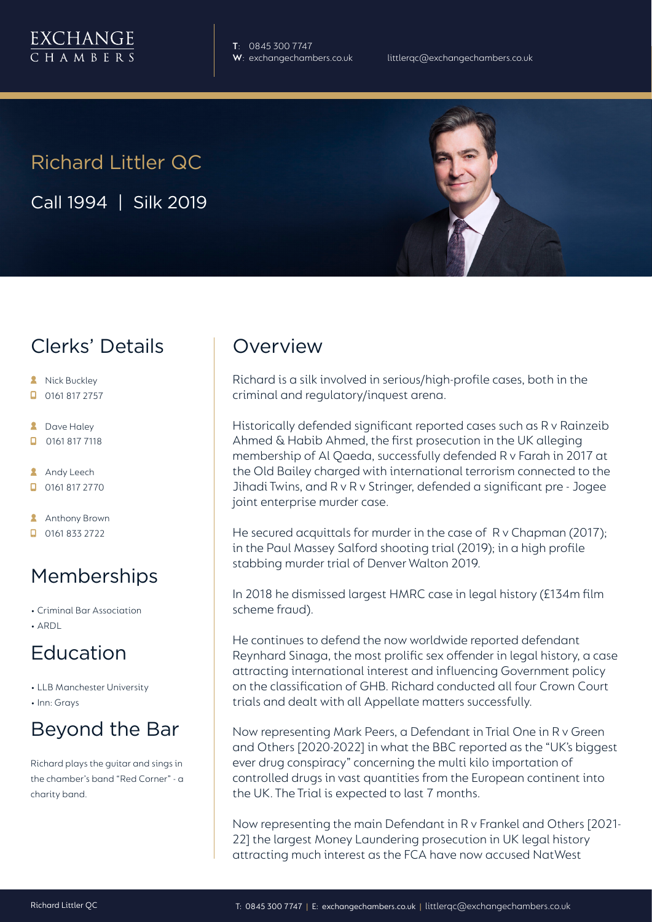EXCHANGE
CHAMBERS

**T**: 0845 300 7747
**W**: exchangechambers.co.uk

littlerqc@exchangechambers.co.uk

# Richard Littler QC

Call 1994 | Silk 2019

## Clerks' Details

- Nick Buckley
- 0161 817 2757
- Dave Haley
- 0161 817 7118
- Andy Leech
- 0161 817 2770
- Anthony Brown
- 0161 833 2722

## Memberships

- Criminal Bar Association
- ARDL

## Education

- LLB Manchester University
- Inn: Grays

## Beyond the Bar

Richard plays the guitar and sings in the chamber's band "Red Corner" - a charity band.

## Overview

Richard is a silk involved in serious/high-profile cases, both in the criminal and regulatory/inquest arena.

Historically defended significant reported cases such as R v Rainzeib Ahmed & Habib Ahmed, the first prosecution in the UK alleging membership of Al Qaeda, successfully defended R v Farah in 2017 at the Old Bailey charged with international terrorism connected to the Jihadi Twins, and R v R v Stringer, defended a significant pre - Jogee joint enterprise murder case.

He secured acquittals for murder in the case of R v Chapman (2017); in the Paul Massey Salford shooting trial (2019); in a high profile stabbing murder trial of Denver Walton 2019.

In 2018 he dismissed largest HMRC case in legal history (£134m film scheme fraud).

He continues to defend the now worldwide reported defendant Reynhard Sinaga, the most prolific sex offender in legal history, a case attracting international interest and influencing Government policy on the classification of GHB. Richard conducted all four Crown Court trials and dealt with all Appellate matters successfully.

Now representing Mark Peers, a Defendant in Trial One in R v Green and Others [2020-2022] in what the BBC reported as the "UK's biggest ever drug conspiracy" concerning the multi kilo importation of controlled drugs in vast quantities from the European continent into the UK. The Trial is expected to last 7 months.

Now representing the main Defendant in R v Frankel and Others [2021-22] the largest Money Laundering prosecution in UK legal history attracting much interest as the FCA have now accused NatWest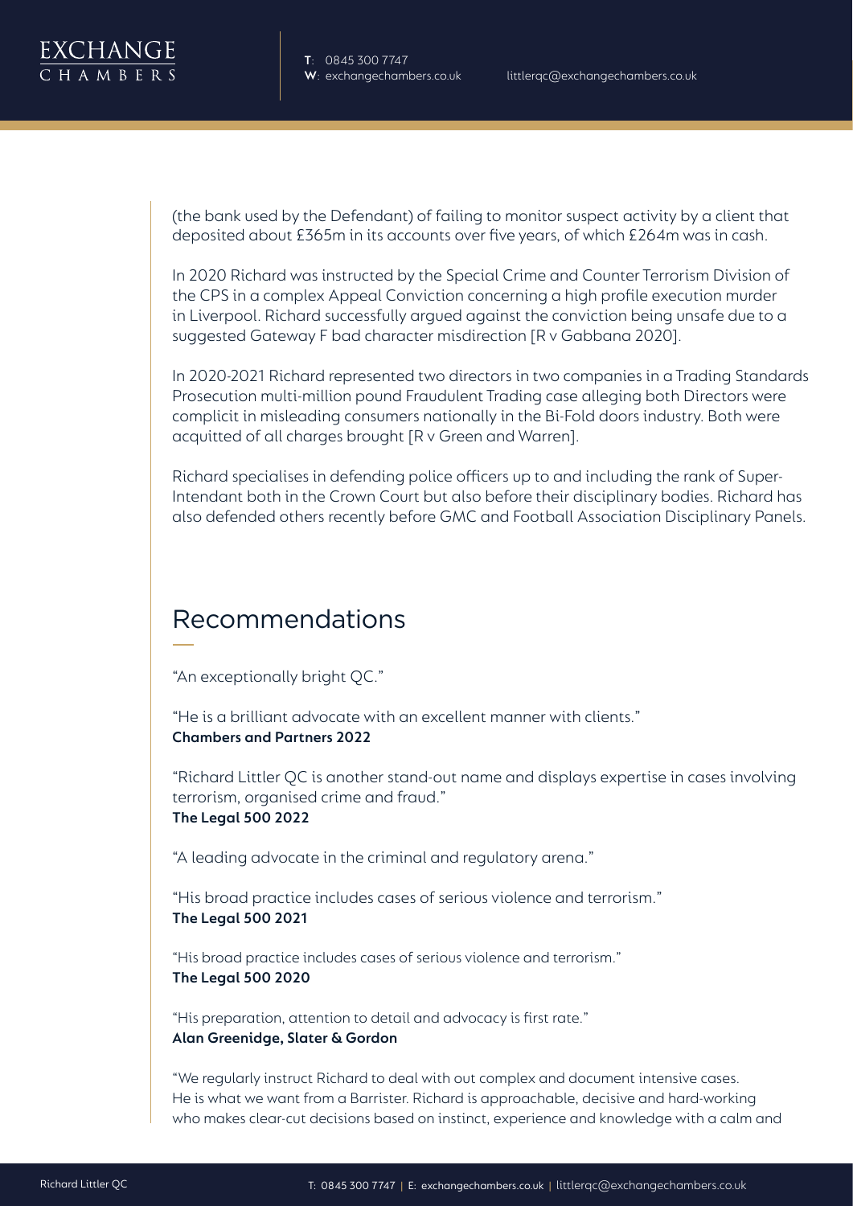(the bank used by the Defendant) of failing to monitor suspect activity by a client that deposited about £365m in its accounts over five years, of which £264m was in cash.

In 2020 Richard was instructed by the Special Crime and Counter Terrorism Division of the CPS in a complex Appeal Conviction concerning a high profile execution murder in Liverpool. Richard successfully argued against the conviction being unsafe due to a suggested Gateway F bad character misdirection [R v Gabbana 2020].

In 2020-2021 Richard represented two directors in two companies in a Trading Standards Prosecution multi-million pound Fraudulent Trading case alleging both Directors were complicit in misleading consumers nationally in the Bi-Fold doors industry. Both were acquitted of all charges brought [R v Green and Warren].

Richard specialises in defending police officers up to and including the rank of Super-Intendant both in the Crown Court but also before their disciplinary bodies. Richard has also defended others recently before GMC and Football Association Disciplinary Panels.

## Recommendations

"An exceptionally bright QC."

"He is a brilliant advocate with an excellent manner with clients."
**Chambers and Partners 2022**

"Richard Littler QC is another stand-out name and displays expertise in cases involving terrorism, organised crime and fraud."
**The Legal 500 2022**

"A leading advocate in the criminal and regulatory arena."

"His broad practice includes cases of serious violence and terrorism."
**The Legal 500 2021**

"His broad practice includes cases of serious violence and terrorism."
**The Legal 500 2020**

"His preparation, attention to detail and advocacy is first rate."
**Alan Greenidge, Slater & Gordon**

"We regularly instruct Richard to deal with out complex and document intensive cases. He is what we want from a Barrister. Richard is approachable, decisive and hard-working who makes clear-cut decisions based on instinct, experience and knowledge with a calm and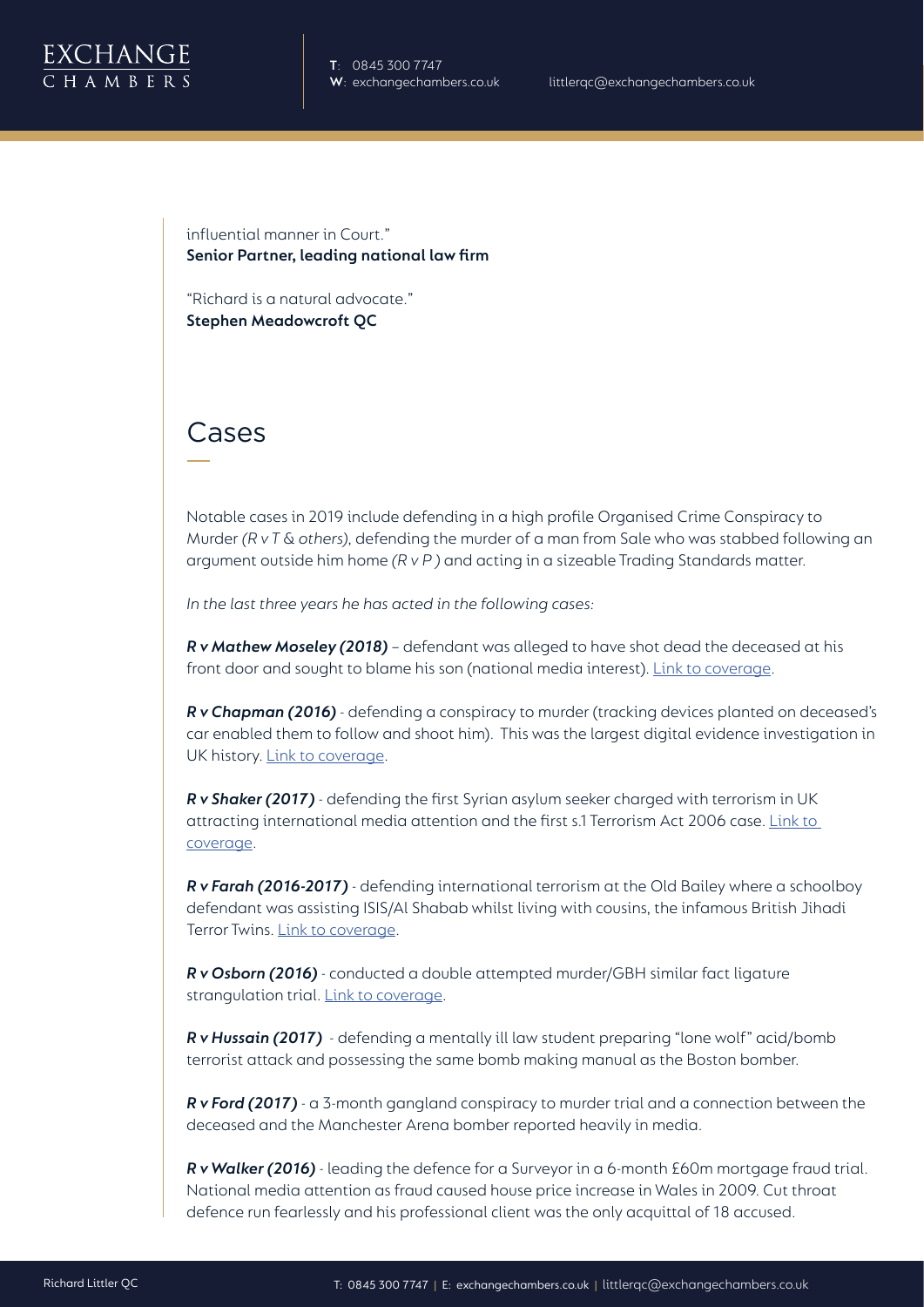influential manner in Court."
**Senior Partner, leading national law firm**

"Richard is a natural advocate."
**Stephen Meadowcroft QC**

## Cases

Notable cases in 2019 include defending in a high profile Organised Crime Conspiracy to Murder *(R v T & others)*, defending the murder of a man from Sale who was stabbed following an argument outside him home *(R v P )* and acting in a sizeable Trading Standards matter.

*In the last three years he has acted in the following cases:*

***R v Mathew Moseley (2018)*** – defendant was alleged to have shot dead the deceased at his front door and sought to blame his son (national media interest). Link to coverage.

***R v Chapman (2016)*** - defending a conspiracy to murder (tracking devices planted on deceased's car enabled them to follow and shoot him). This was the largest digital evidence investigation in UK history. Link to coverage.

***R v Shaker (2017)*** - defending the first Syrian asylum seeker charged with terrorism in UK attracting international media attention and the first s.1 Terrorism Act 2006 case. Link to coverage.

***R v Farah (2016-2017)*** - defending international terrorism at the Old Bailey where a schoolboy defendant was assisting ISIS/Al Shabab whilst living with cousins, the infamous British Jihadi Terror Twins. Link to coverage.

***R v Osborn (2016)*** - conducted a double attempted murder/GBH similar fact ligature strangulation trial. Link to coverage.

***R v Hussain (2017)*** - defending a mentally ill law student preparing "lone wolf" acid/bomb terrorist attack and possessing the same bomb making manual as the Boston bomber.

***R v Ford (2017)*** - a 3-month gangland conspiracy to murder trial and a connection between the deceased and the Manchester Arena bomber reported heavily in media.

***R v Walker (2016)*** - leading the defence for a Surveyor in a 6-month £60m mortgage fraud trial. National media attention as fraud caused house price increase in Wales in 2009. Cut throat defence run fearlessly and his professional client was the only acquittal of 18 accused.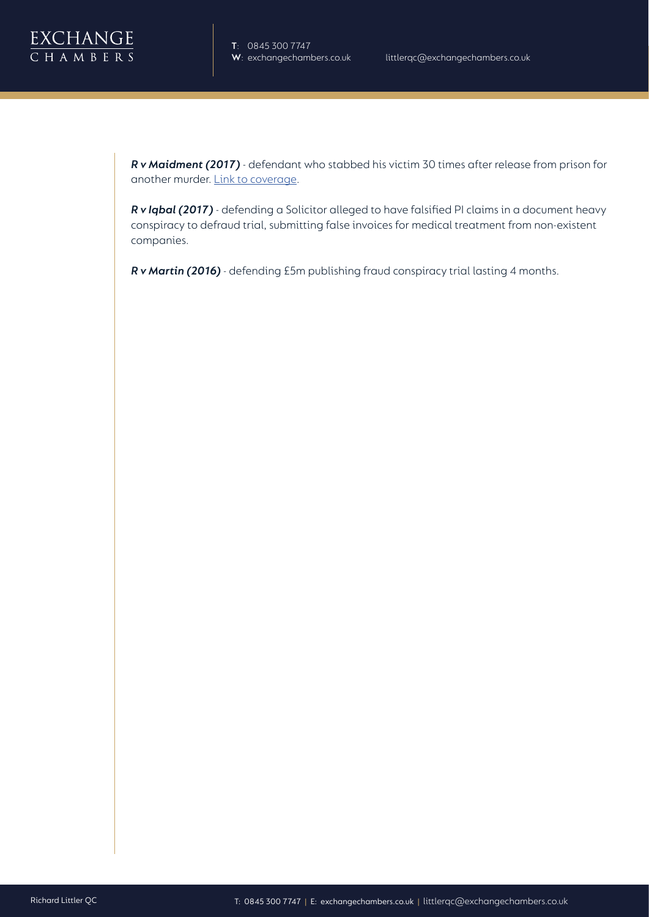***R v Maidment (2017)*** - defendant who stabbed his victim 30 times after release from prison for another murder. [Link to coverage](#).

***R v Iqbal (2017)*** - defending a Solicitor alleged to have falsified PI claims in a document heavy conspiracy to defraud trial, submitting false invoices for medical treatment from non-existent companies.

***R v Martin (2016)*** - defending £5m publishing fraud conspiracy trial lasting 4 months.